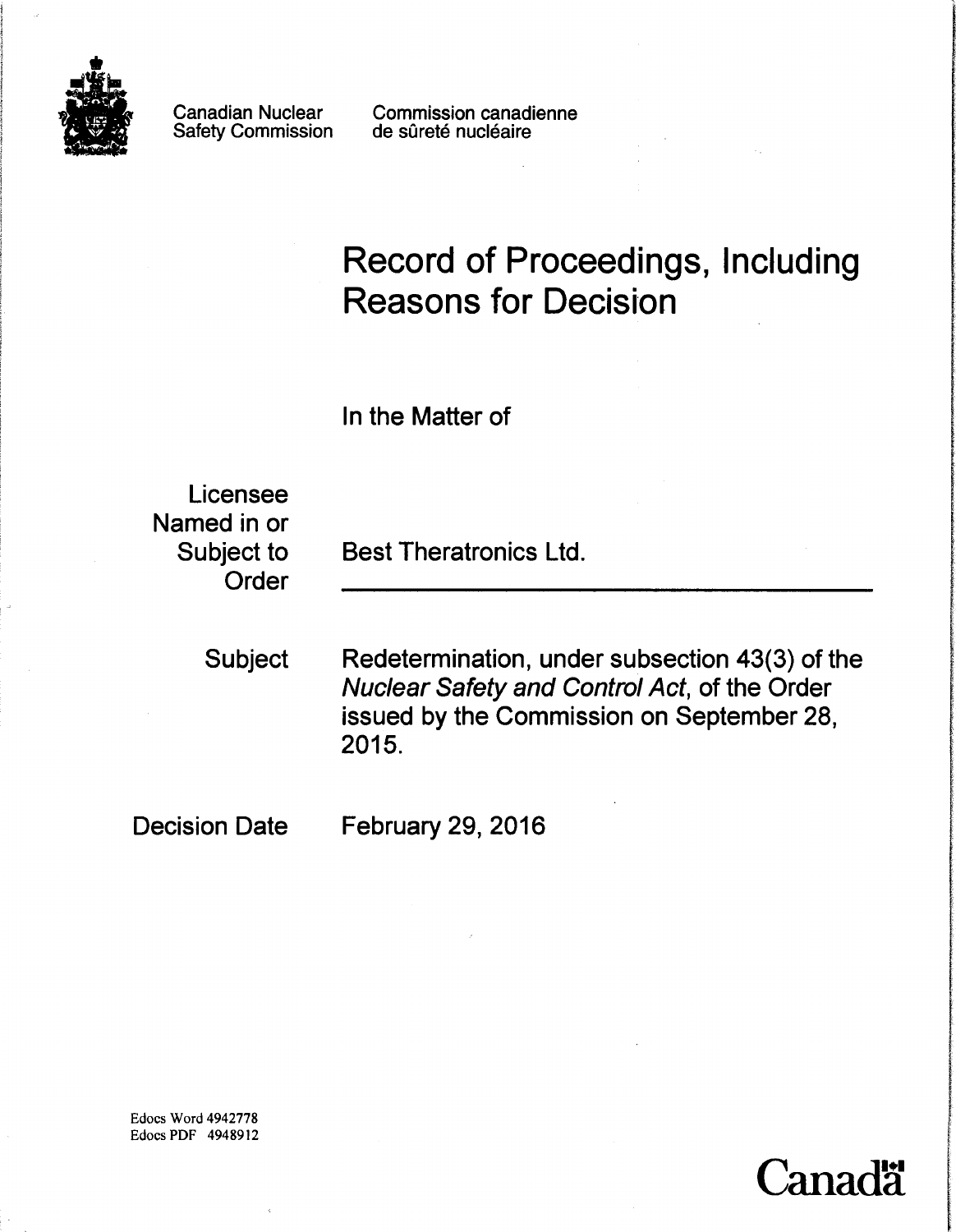Canadian Nuclear Safety Commission

Commission canadienne de sûreté nucléaire

# Record of Proceedings, Including Reasons for Decision

In the Matter of

| | |
|---|---|
| Licensee Named in or Subject to Order | Best Theratronics Ltd. |
| Subject | Redetermination, under subsection 43(3) of the *Nuclear Safety and Control Act*, of the Order issued by the Commission on September 28, 2015. |
| Decision Date | February 29, 2016 |

Edocs Word 4942778
Edocs PDF 4948912

Canada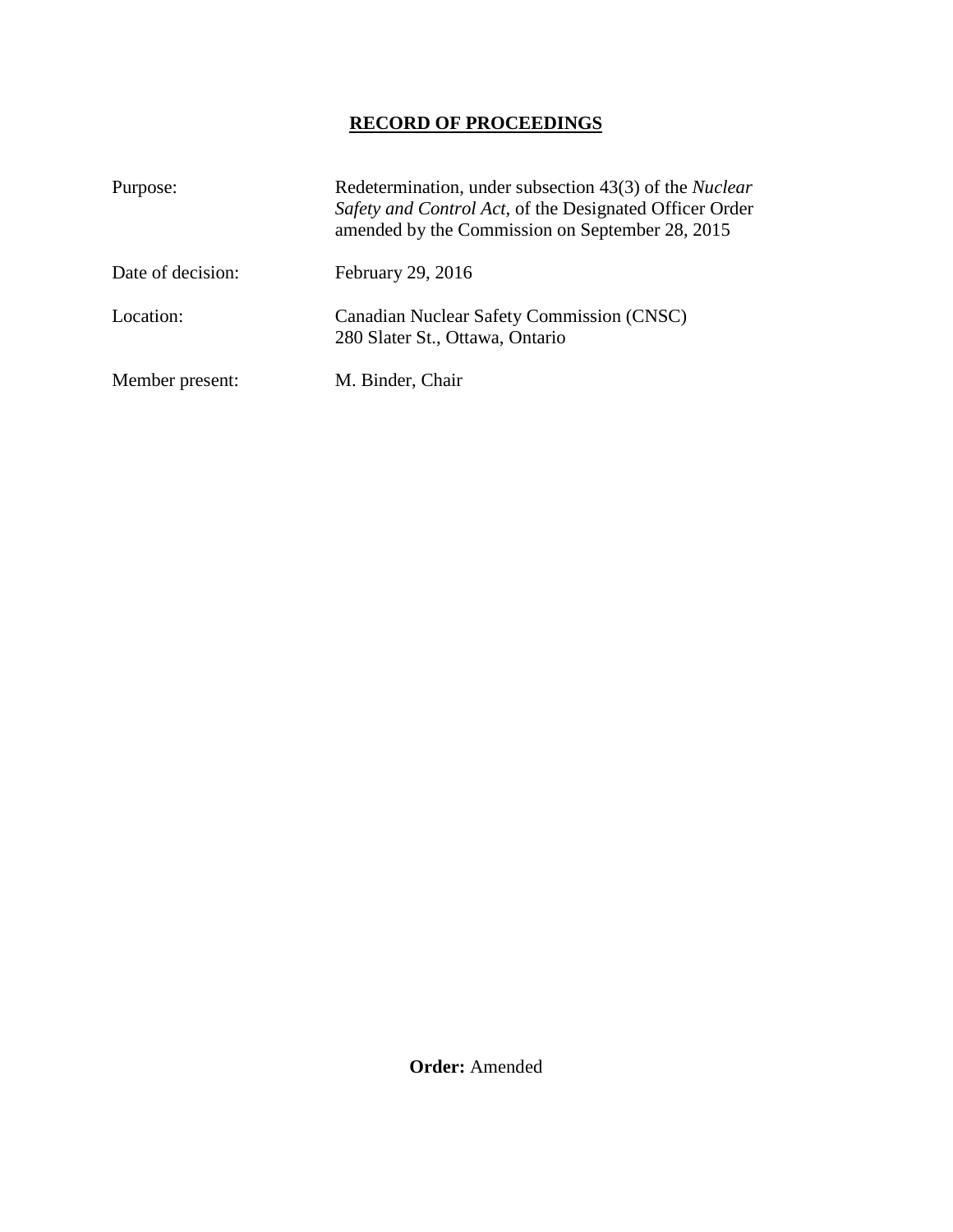# RECORD OF PROCEEDINGS

| | |
|---|---|
| Purpose: | Redetermination, under subsection 43(3) of the *Nuclear Safety and Control Act*, of the Designated Officer Order amended by the Commission on September 28, 2015 |
| Date of decision: | February 29, 2016 |
| Location: | Canadian Nuclear Safety Commission (CNSC)<br>280 Slater St., Ottawa, Ontario |
| Member present: | M. Binder, Chair |

**Order:** Amended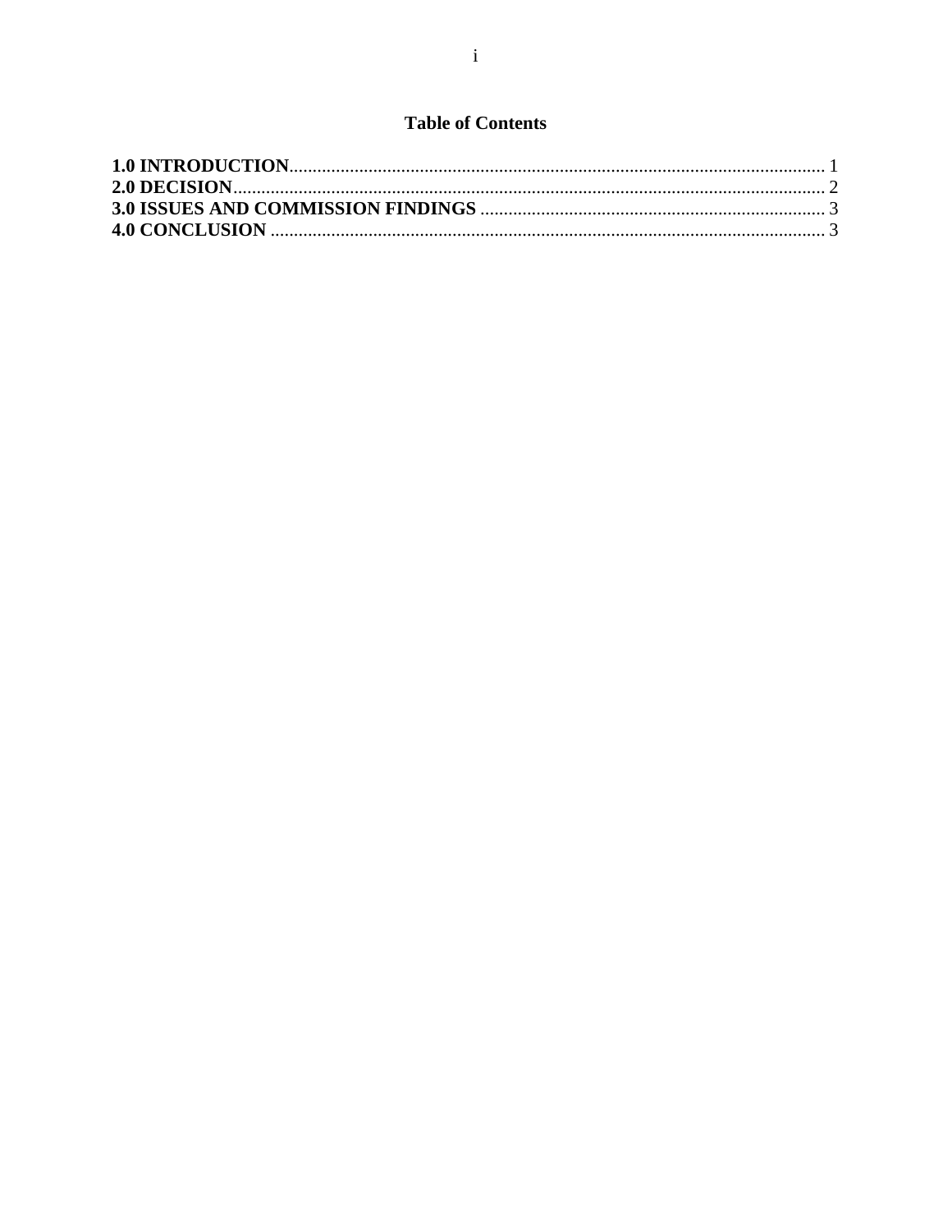## Table of Contents

**1.0 INTRODUCTION**.................................................................................................................. 1
**2.0 DECISION**............................................................................................................................ 2
**3.0 ISSUES AND COMMISSION FINDINGS** ......................................................................... 3
**4.0 CONCLUSION** ...................................................................................................................... 3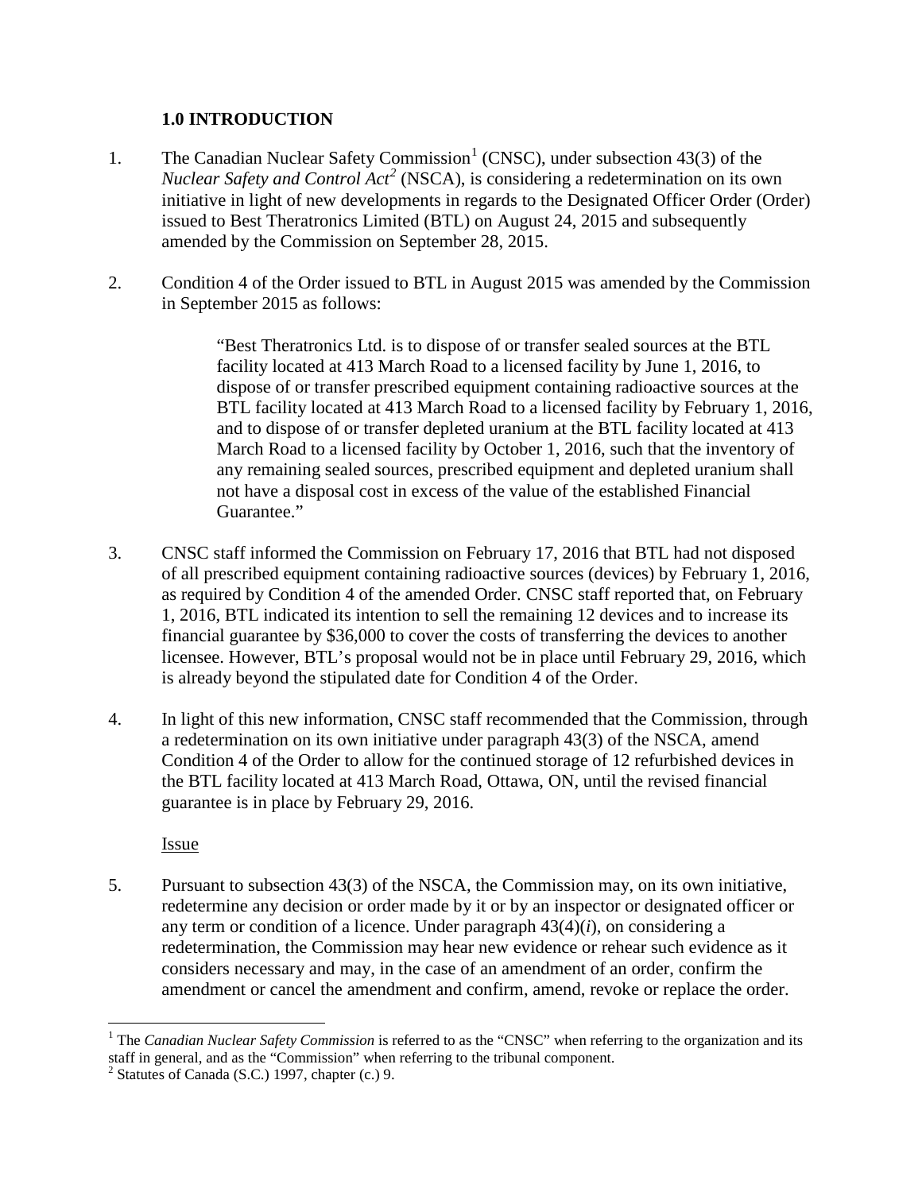## 1.0 INTRODUCTION

1. The Canadian Nuclear Safety Commission[1] (CNSC), under subsection 43(3) of the *Nuclear Safety and Control Act*[2] (NSCA), is considering a redetermination on its own initiative in light of new developments in regards to the Designated Officer Order (Order) issued to Best Theratronics Limited (BTL) on August 24, 2015 and subsequently amended by the Commission on September 28, 2015.

2. Condition 4 of the Order issued to BTL in August 2015 was amended by the Commission in September 2015 as follows:

> "Best Theratronics Ltd. is to dispose of or transfer sealed sources at the BTL facility located at 413 March Road to a licensed facility by June 1, 2016, to dispose of or transfer prescribed equipment containing radioactive sources at the BTL facility located at 413 March Road to a licensed facility by February 1, 2016, and to dispose of or transfer depleted uranium at the BTL facility located at 413 March Road to a licensed facility by October 1, 2016, such that the inventory of any remaining sealed sources, prescribed equipment and depleted uranium shall not have a disposal cost in excess of the value of the established Financial Guarantee."

3. CNSC staff informed the Commission on February 17, 2016 that BTL had not disposed of all prescribed equipment containing radioactive sources (devices) by February 1, 2016, as required by Condition 4 of the amended Order. CNSC staff reported that, on February 1, 2016, BTL indicated its intention to sell the remaining 12 devices and to increase its financial guarantee by $36,000 to cover the costs of transferring the devices to another licensee. However, BTL's proposal would not be in place until February 29, 2016, which is already beyond the stipulated date for Condition 4 of the Order.

4. In light of this new information, CNSC staff recommended that the Commission, through a redetermination on its own initiative under paragraph 43(3) of the NSCA, amend Condition 4 of the Order to allow for the continued storage of 12 refurbished devices in the BTL facility located at 413 March Road, Ottawa, ON, until the revised financial guarantee is in place by February 29, 2016.

<u>Issue</u>

5. Pursuant to subsection 43(3) of the NSCA, the Commission may, on its own initiative, redetermine any decision or order made by it or by an inspector or designated officer or any term or condition of a licence. Under paragraph 43(4)(*i*), on considering a redetermination, the Commission may hear new evidence or rehear such evidence as it considers necessary and may, in the case of an amendment of an order, confirm the amendment or cancel the amendment and confirm, amend, revoke or replace the order.

---

[1] The *Canadian Nuclear Safety Commission* is referred to as the "CNSC" when referring to the organization and its staff in general, and as the "Commission" when referring to the tribunal component.

[2] Statutes of Canada (S.C.) 1997, chapter (c.) 9.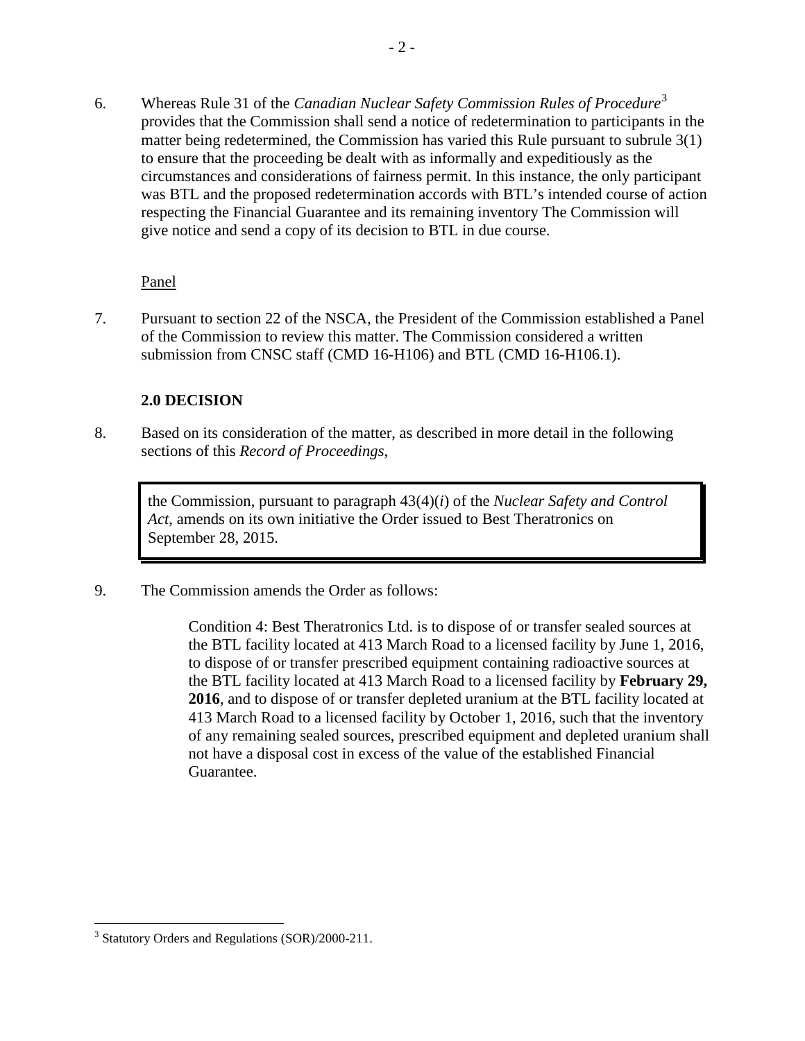6. Whereas Rule 31 of the *Canadian Nuclear Safety Commission Rules of Procedure*[3] provides that the Commission shall send a notice of redetermination to participants in the matter being redetermined, the Commission has varied this Rule pursuant to subrule 3(1) to ensure that the proceeding be dealt with as informally and expeditiously as the circumstances and considerations of fairness permit. In this instance, the only participant was BTL and the proposed redetermination accords with BTL's intended course of action respecting the Financial Guarantee and its remaining inventory The Commission will give notice and send a copy of its decision to BTL in due course.

Panel

7. Pursuant to section 22 of the NSCA, the President of the Commission established a Panel of the Commission to review this matter. The Commission considered a written submission from CNSC staff (CMD 16-H106) and BTL (CMD 16-H106.1).

## 2.0 DECISION

8. Based on its consideration of the matter, as described in more detail in the following sections of this *Record of Proceedings*,

> the Commission, pursuant to paragraph 43(4)(*i*) of the *Nuclear Safety and Control Act*, amends on its own initiative the Order issued to Best Theratronics on September 28, 2015.

9. The Commission amends the Order as follows:

> Condition 4: Best Theratronics Ltd. is to dispose of or transfer sealed sources at the BTL facility located at 413 March Road to a licensed facility by June 1, 2016, to dispose of or transfer prescribed equipment containing radioactive sources at the BTL facility located at 413 March Road to a licensed facility by **February 29, 2016**, and to dispose of or transfer depleted uranium at the BTL facility located at 413 March Road to a licensed facility by October 1, 2016, such that the inventory of any remaining sealed sources, prescribed equipment and depleted uranium shall not have a disposal cost in excess of the value of the established Financial Guarantee.

[3] Statutory Orders and Regulations (SOR)/2000-211.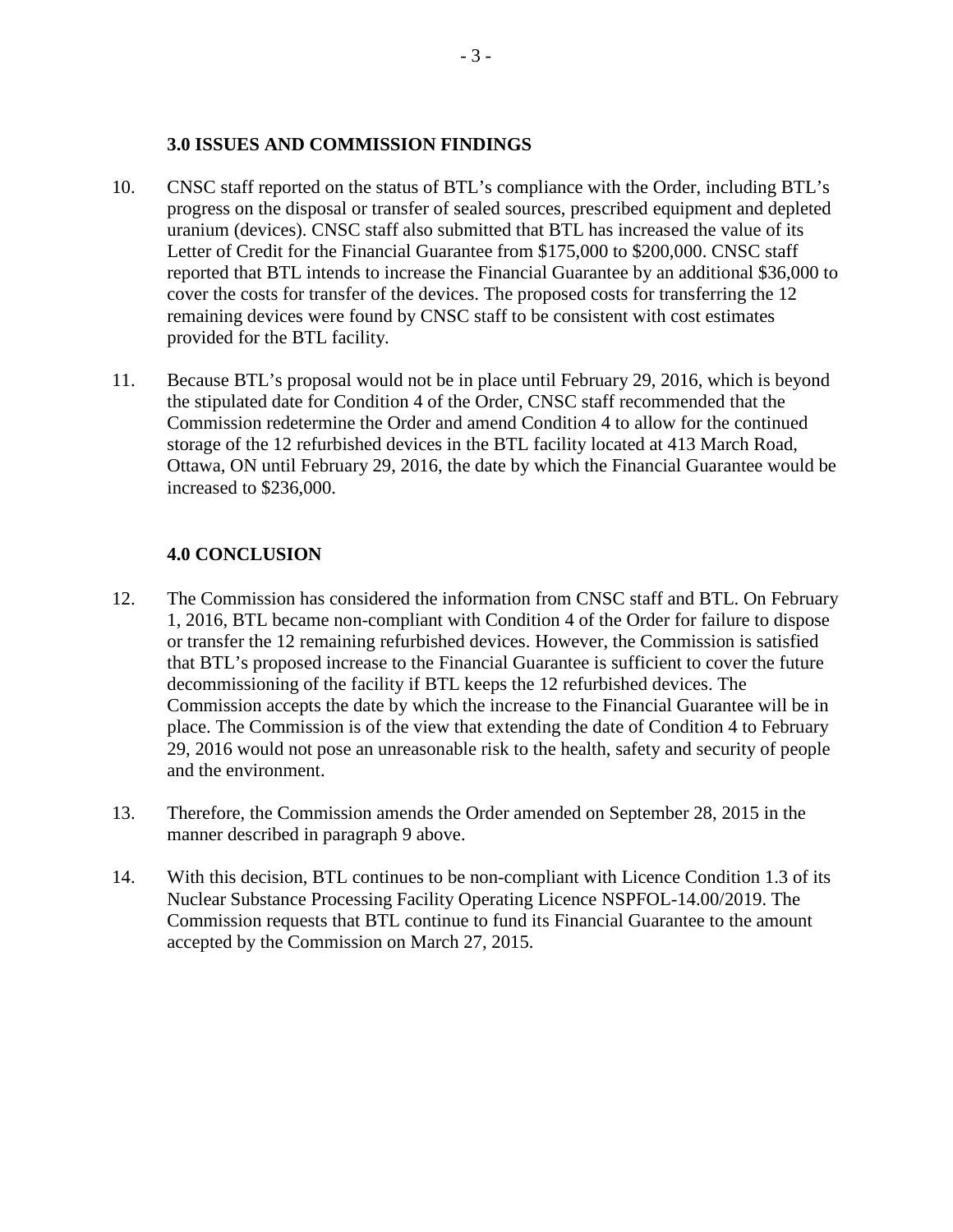## 3.0 ISSUES AND COMMISSION FINDINGS

10. CNSC staff reported on the status of BTL's compliance with the Order, including BTL's progress on the disposal or transfer of sealed sources, prescribed equipment and depleted uranium (devices). CNSC staff also submitted that BTL has increased the value of its Letter of Credit for the Financial Guarantee from $175,000 to $200,000. CNSC staff reported that BTL intends to increase the Financial Guarantee by an additional $36,000 to cover the costs for transfer of the devices. The proposed costs for transferring the 12 remaining devices were found by CNSC staff to be consistent with cost estimates provided for the BTL facility.

11. Because BTL's proposal would not be in place until February 29, 2016, which is beyond the stipulated date for Condition 4 of the Order, CNSC staff recommended that the Commission redetermine the Order and amend Condition 4 to allow for the continued storage of the 12 refurbished devices in the BTL facility located at 413 March Road, Ottawa, ON until February 29, 2016, the date by which the Financial Guarantee would be increased to $236,000.

## 4.0 CONCLUSION

12. The Commission has considered the information from CNSC staff and BTL. On February 1, 2016, BTL became non-compliant with Condition 4 of the Order for failure to dispose or transfer the 12 remaining refurbished devices. However, the Commission is satisfied that BTL's proposed increase to the Financial Guarantee is sufficient to cover the future decommissioning of the facility if BTL keeps the 12 refurbished devices. The Commission accepts the date by which the increase to the Financial Guarantee will be in place. The Commission is of the view that extending the date of Condition 4 to February 29, 2016 would not pose an unreasonable risk to the health, safety and security of people and the environment.

13. Therefore, the Commission amends the Order amended on September 28, 2015 in the manner described in paragraph 9 above.

14. With this decision, BTL continues to be non-compliant with Licence Condition 1.3 of its Nuclear Substance Processing Facility Operating Licence NSPFOL-14.00/2019. The Commission requests that BTL continue to fund its Financial Guarantee to the amount accepted by the Commission on March 27, 2015.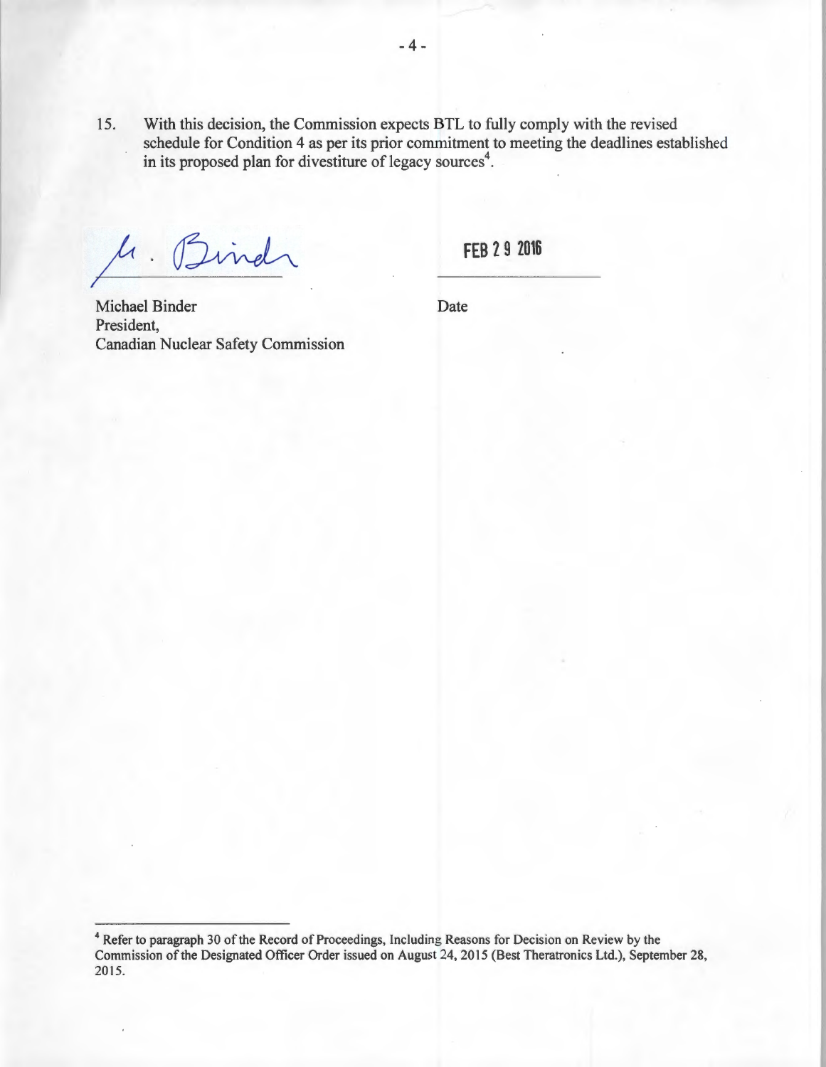15. With this decision, the Commission expects BTL to fully comply with the revised schedule for Condition 4 as per its prior commitment to meeting the deadlines established in its proposed plan for divestiture of legacy sources[4].

M. Binder

FEB 29 2016

Michael Binder
President,
Canadian Nuclear Safety Commission

Date

---

[4] Refer to paragraph 30 of the Record of Proceedings, Including Reasons for Decision on Review by the Commission of the Designated Officer Order issued on August 24, 2015 (Best Theratronics Ltd.), September 28, 2015.